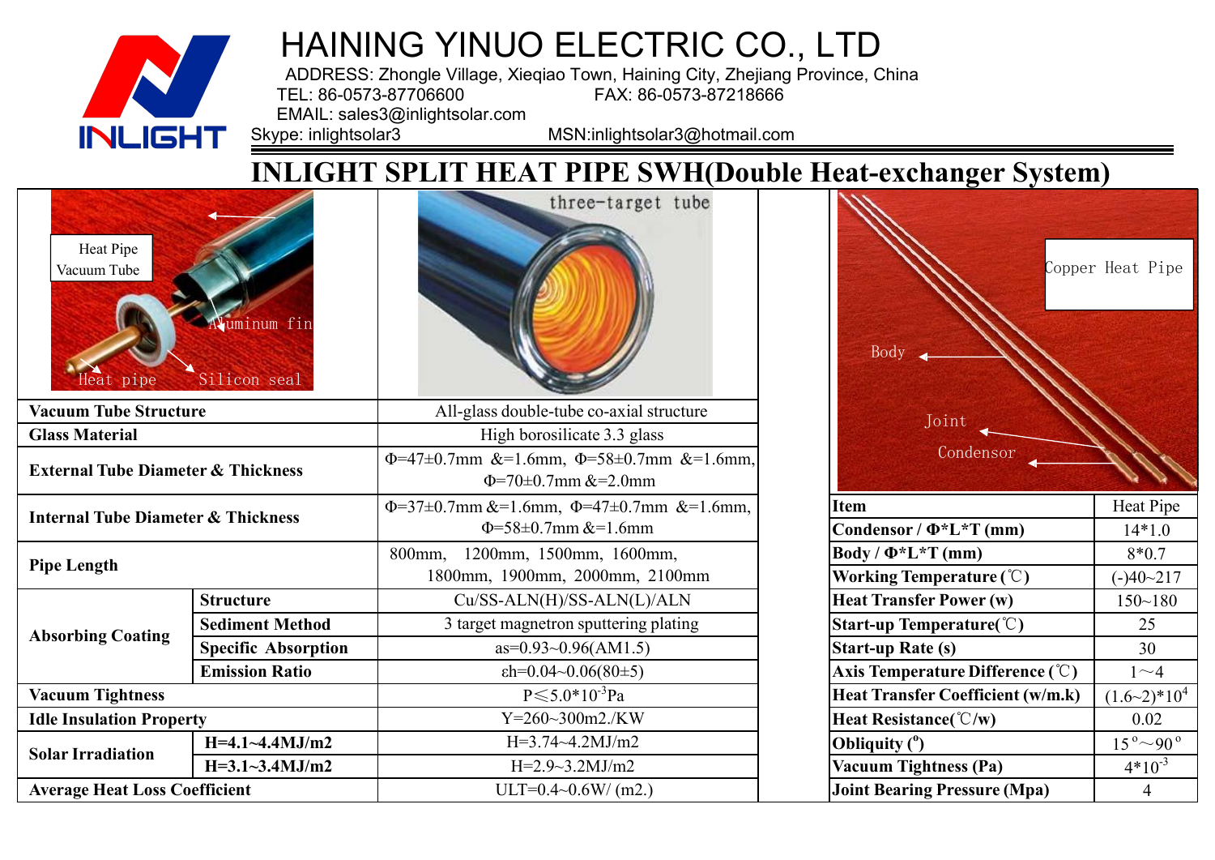# HAINING YINUO ELECTRIC CO., LTD

ADDRESS: Zhongle Village, Xieqiao Town, Haining City, Zhejiang Province, China
TEL: 86-0573-87706600 FAX: 86-0573-87218666
EMAIL: sales3@inlightsolar.com
Skype: inlightsolar3 MSN:inlightsolar3@hotmail.com

## INLIGHT SPLIT HEAT PIPE SWH(Double Heat-exchanger System)

Heat Pipe Vacuum Tube — Aluminum fin — Heat pipe — Silicon seal

three-target tube

| Vacuum Tube Structure | | All-glass double-tube co-axial structure |
|---|---|---|
| Glass Material | | High borosilicate 3.3 glass |
| External Tube Diameter & Thickness | | Φ=47±0.7mm &=1.6mm, Φ=58±0.7mm &=1.6mm, Φ=70±0.7mm &=2.0mm |
| Internal Tube Diameter & Thickness | | Φ=37±0.7mm &=1.6mm, Φ=47±0.7mm &=1.6mm, Φ=58±0.7mm &=1.6mm |
| Pipe Length | | 800mm, 1200mm, 1500mm, 1600mm, 1800mm, 1900mm, 2000mm, 2100mm |
| Absorbing Coating | Structure | Cu/SS-ALN(H)/SS-ALN(L)/ALN |
| | Sediment Method | 3 target magnetron sputtering plating |
| | Specific Absorption | as=0.93~0.96(AM1.5) |
| | Emission Ratio | εh=0.04~0.06(80±5) |
| Vacuum Tightness | | P≤$5.0*10^{-3}$Pa |
| Idle Insulation Property | | Y=260~300m2./KW |
| Solar Irradiation | H=4.1~4.4MJ/m2 | H=3.74~4.2MJ/m2 |
| | H=3.1~3.4MJ/m2 | H=2.9~3.2MJ/m2 |
| Average Heat Loss Coefficient | | ULT=0.4~0.6W/ (m2.) |

Copper Heat Pipe — Body — Joint — Condensor

| Item | Heat Pipe |
|---|---|
| Condensor / Φ*L*T (mm) | 14*1.0 |
| Body / Φ*L*T (mm) | 8*0.7 |
| Working Temperature (℃) | (-)40~217 |
| Heat Transfer Power (w) | 150~180 |
| Start-up Temperature(℃) | 25 |
| Start-up Rate (s) | 30 |
| Axis Temperature Difference (℃) | 1～4 |
| Heat Transfer Coefficient (w/m.k) | $(1.6\sim2)*10^{4}$ |
| Heat Resistance(℃/w) | 0.02 |
| Obliquity (°) | 15°～90° |
| Vacuum Tightness (Pa) | $4*10^{-3}$ |
| Joint Bearing Pressure (Mpa) | 4 |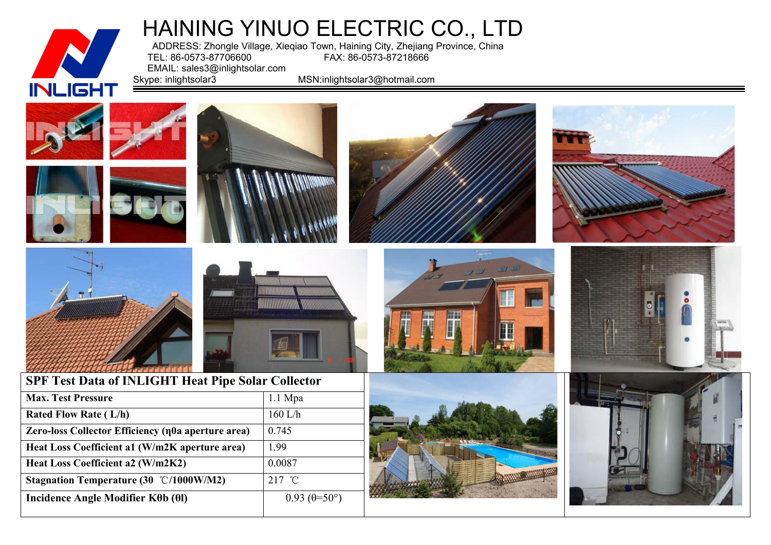# HAINING YINUO ELECTRIC CO., LTD

ADDRESS: Zhongle Village, Xieqiao Town, Haining City, Zhejiang Province, China
TEL: 86-0573-87706600 FAX: 86-0573-87218666
EMAIL: sales3@inlightsolar.com
Skype: inlightsolar3 MSN:inlightsolar3@hotmail.com

| SPF Test Data of INLIGHT Heat Pipe Solar Collector | |
|---|---|
| **Max. Test Pressure** | 1.1 Mpa |
| **Rated Flow Rate ( L/h)** | 160 L/h |
| **Zero-loss Collector Efficiency (η0a aperture area)** | 0.745 |
| **Heat Loss Coefficient a1 (W/m2K aperture area)** | 1.99 |
| **Heat Loss Coefficient a2 (W/m2K2)** | 0.0087 |
| **Stagnation Temperature (30 ℃/1000W/M2)** | 217 ℃ |
| **Incidence Angle Modifier Kθb (θl)** | 0.93 (θ=50°) |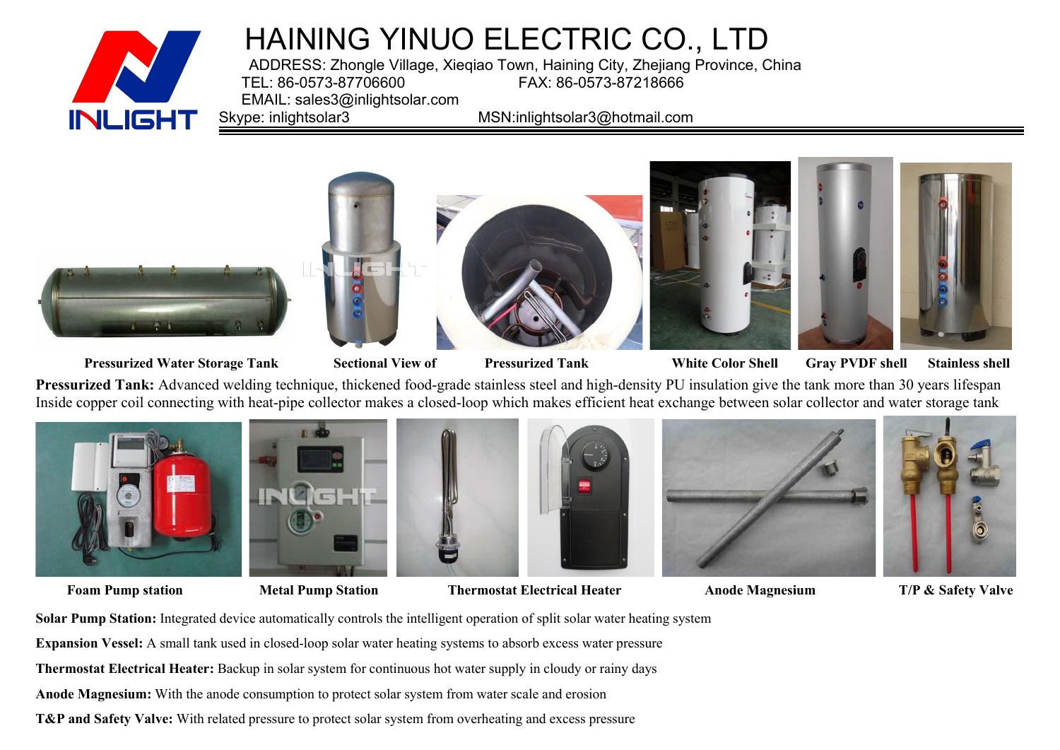# HAINING YINUO ELECTRIC CO., LTD

ADDRESS: Zhongle Village, Xieqiao Town, Haining City, Zhejiang Province, China
TEL: 86-0573-87706600 FAX: 86-0573-87218666
EMAIL: sales3@inlightsolar.com
Skype: inlightsolar3 MSN:inlightsolar3@hotmail.com

**Pressurized Water Storage Tank** **Sectional View of Pressurized Tank** **White Color Shell** **Gray PVDF shell** **Stainless shell**

**Pressurized Tank:** Advanced welding technique, thickened food-grade stainless steel and high-density PU insulation give the tank more than 30 years lifespan Inside copper coil connecting with heat-pipe collector makes a closed-loop which makes efficient heat exchange between solar collector and water storage tank

**Foam Pump station** **Metal Pump Station** **Thermostat Electrical Heater** **Anode Magnesium** **T/P & Safety Valve**

**Solar Pump Station:** Integrated device automatically controls the intelligent operation of split solar water heating system

**Expansion Vessel:** A small tank used in closed-loop solar water heating systems to absorb excess water pressure

**Thermostat Electrical Heater:** Backup in solar system for continuous hot water supply in cloudy or rainy days

**Anode Magnesium:** With the anode consumption to protect solar system from water scale and erosion

**T&P and Safety Valve:** With related pressure to protect solar system from overheating and excess pressure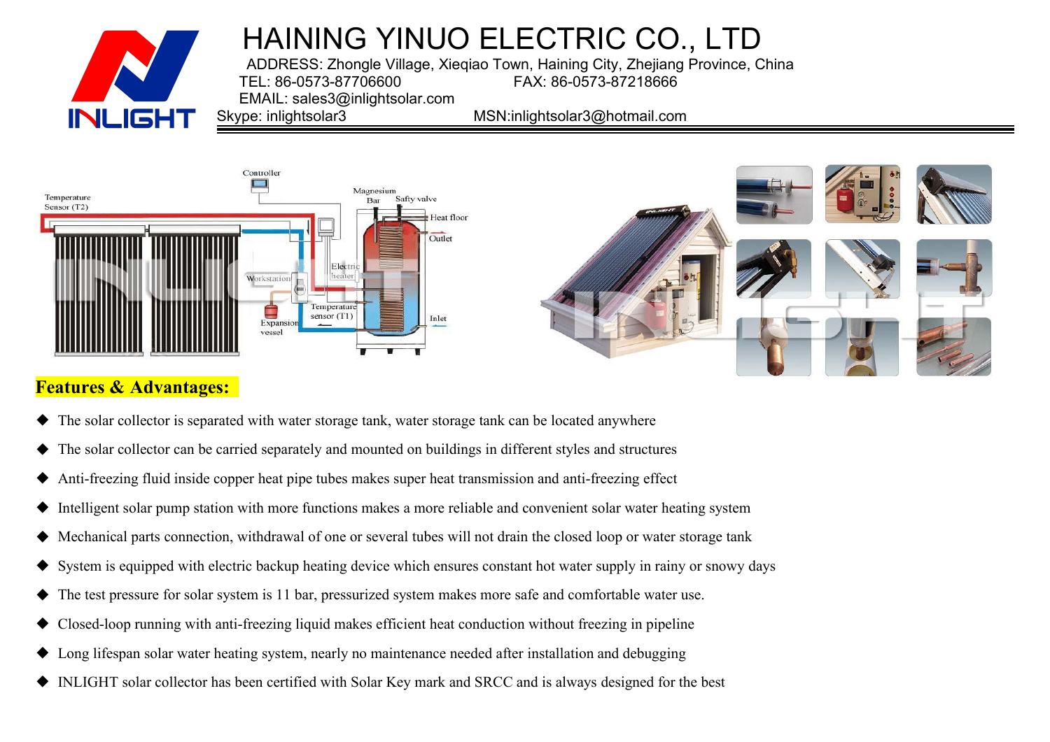# HAINING YINUO ELECTRIC CO., LTD

ADDRESS: Zhongle Village, Xieqiao Town, Haining City, Zhejiang Province, China
TEL: 86-0573-87706600 FAX: 86-0573-87218666
EMAIL: sales3@inlightsolar.com
Skype: inlightsolar3 MSN:inlightsolar3@hotmail.com

## Features & Advantages:

- The solar collector is separated with water storage tank, water storage tank can be located anywhere
- The solar collector can be carried separately and mounted on buildings in different styles and structures
- Anti-freezing fluid inside copper heat pipe tubes makes super heat transmission and anti-freezing effect
- Intelligent solar pump station with more functions makes a more reliable and convenient solar water heating system
- Mechanical parts connection, withdrawal of one or several tubes will not drain the closed loop or water storage tank
- System is equipped with electric backup heating device which ensures constant hot water supply in rainy or snowy days
- The test pressure for solar system is 11 bar, pressurized system makes more safe and comfortable water use.
- Closed-loop running with anti-freezing liquid makes efficient heat conduction without freezing in pipeline
- Long lifespan solar water heating system, nearly no maintenance needed after installation and debugging
- INLIGHT solar collector has been certified with Solar Key mark and SRCC and is always designed for the best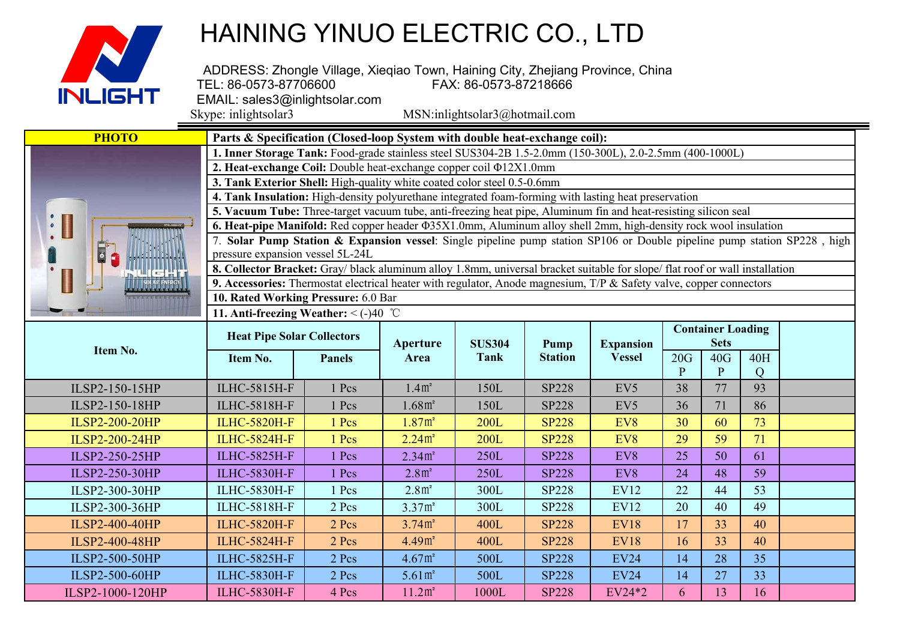# HAINING YINUO ELECTRIC CO., LTD

INLIGHT

ADDRESS: Zhongle Village, Xieqiao Town, Haining City, Zhejiang Province, China
TEL: 86-0573-87706600 FAX: 86-0573-87218666
EMAIL: sales3@inlightsolar.com
Skype: inlightsolar3 MSN:inlightsolar3@hotmail.com

| PHOTO | Parts & Specification (Closed-loop System with double heat-exchange coil): |
|---|---|
| | **1. Inner Storage Tank:** Food-grade stainless steel SUS304-2B 1.5-2.0mm (150-300L), 2.0-2.5mm (400-1000L) |
| | **2. Heat-exchange Coil:** Double heat-exchange copper coil Φ12X1.0mm |
| | **3. Tank Exterior Shell:** High-quality white coated color steel 0.5-0.6mm |
| | **4. Tank Insulation:** High-density polyurethane integrated foam-forming with lasting heat preservation |
| | **5. Vacuum Tube:** Three-target vacuum tube, anti-freezing heat pipe, Aluminum fin and heat-resisting silicon seal |
| | **6. Heat-pipe Manifold:** Red copper header Φ35X1.0mm, Aluminum alloy shell 2mm, high-density rock wool insulation |
| | 7. **Solar Pump Station & Expansion vessel**: Single pipeline pump station SP106 or Double pipeline pump station SP228 , high pressure expansion vessel 5L-24L |
| | **8. Collector Bracket:** Gray/ black aluminum alloy 1.8mm, universal bracket suitable for slope/ flat roof or wall installation |
| | **9. Accessories:** Thermostat electrical heater with regulator, Anode magnesium, T/P & Safety valve, copper connectors |
| | **10. Rated Working Pressure:** 6.0 Bar |
| | **11. Anti-freezing Weather:** < (-)40 ℃ |

| Item No. | Heat Pipe Solar Collectors | | Aperture Area | SUS304 Tank | Pump Station | Expansion Vessel | Container Loading Sets | | | |
|---|---|---|---|---|---|---|---|---|---|---|
| | Item No. | Panels | | | | | 20GP | 40GP | 40HQ | |
| ILSP2-150-15HP | ILHC-5815H-F | 1 Pcs | 1.4㎡ | 150L | SP228 | EV5 | 38 | 77 | 93 | |
| ILSP2-150-18HP | ILHC-5818H-F | 1 Pcs | 1.68㎡ | 150L | SP228 | EV5 | 36 | 71 | 86 | |
| ILSP2-200-20HP | ILHC-5820H-F | 1 Pcs | 1.87㎡ | 200L | SP228 | EV8 | 30 | 60 | 73 | |
| ILSP2-200-24HP | ILHC-5824H-F | 1 Pcs | 2.24㎡ | 200L | SP228 | EV8 | 29 | 59 | 71 | |
| ILSP2-250-25HP | ILHC-5825H-F | 1 Pcs | 2.34㎡ | 250L | SP228 | EV8 | 25 | 50 | 61 | |
| ILSP2-250-30HP | ILHC-5830H-F | 1 Pcs | 2.8㎡ | 250L | SP228 | EV8 | 24 | 48 | 59 | |
| ILSP2-300-30HP | ILHC-5830H-F | 1 Pcs | 2.8㎡ | 300L | SP228 | EV12 | 22 | 44 | 53 | |
| ILSP2-300-36HP | ILHC-5818H-F | 2 Pcs | 3.37㎡ | 300L | SP228 | EV12 | 20 | 40 | 49 | |
| ILSP2-400-40HP | ILHC-5820H-F | 2 Pcs | 3.74㎡ | 400L | SP228 | EV18 | 17 | 33 | 40 | |
| ILSP2-400-48HP | ILHC-5824H-F | 2 Pcs | 4.49㎡ | 400L | SP228 | EV18 | 16 | 33 | 40 | |
| ILSP2-500-50HP | ILHC-5825H-F | 2 Pcs | 4.67㎡ | 500L | SP228 | EV24 | 14 | 28 | 35 | |
| ILSP2-500-60HP | ILHC-5830H-F | 2 Pcs | 5.61㎡ | 500L | SP228 | EV24 | 14 | 27 | 33 | |
| ILSP2-1000-120HP | ILHC-5830H-F | 4 Pcs | 11.2㎡ | 1000L | SP228 | EV24*2 | 6 | 13 | 16 | |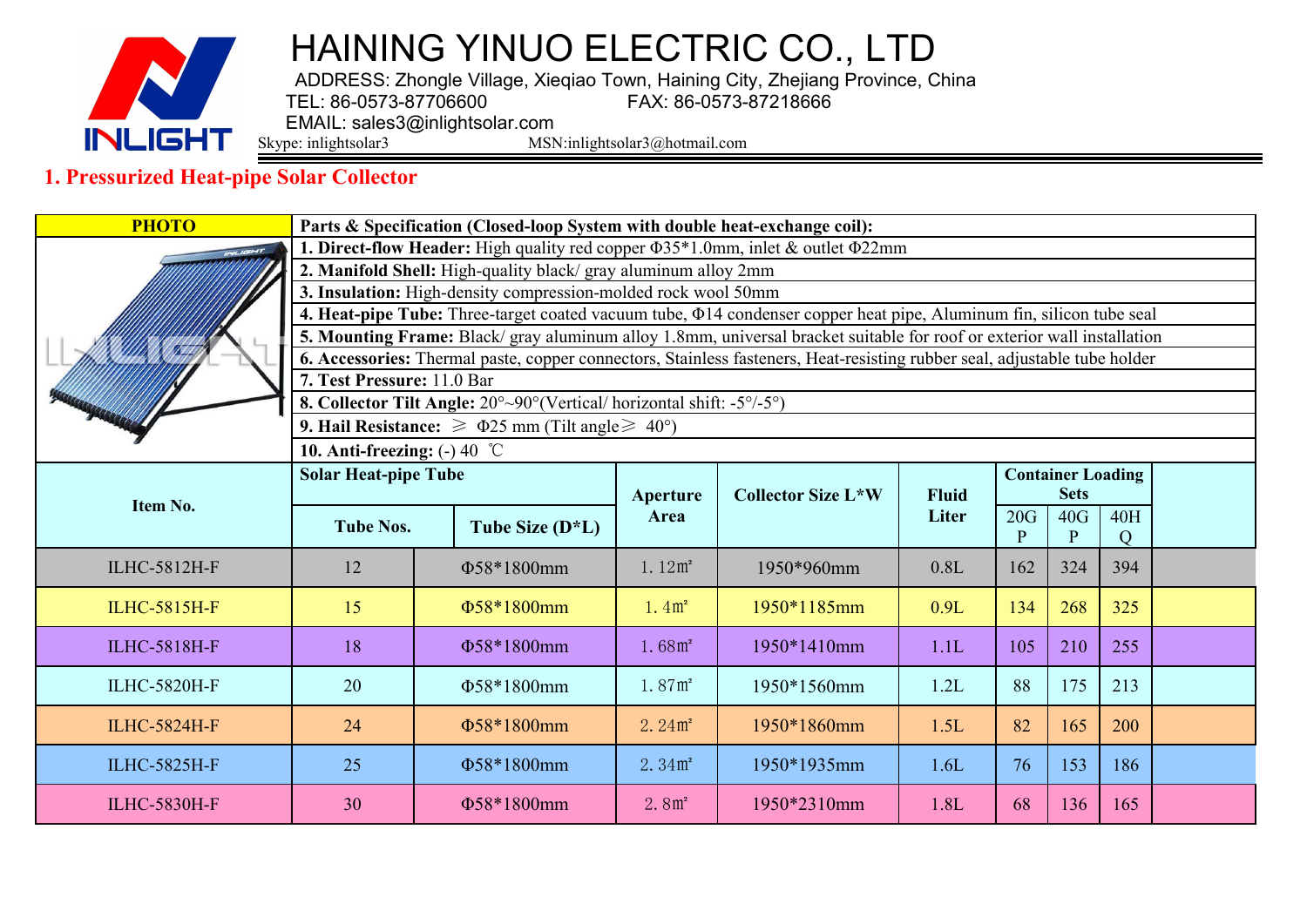# HAINING YINUO ELECTRIC CO., LTD

ADDRESS: Zhongle Village, Xieqiao Town, Haining City, Zhejiang Province, China
TEL: 86-0573-87706600 FAX: 86-0573-87218666
EMAIL: sales3@inlightsolar.com
Skype: inlightsolar3 MSN:inlightsolar3@hotmail.com

## 1. Pressurized Heat-pipe Solar Collector

| PHOTO | Parts & Specification (Closed-loop System with double heat-exchange coil): |
|---|---|
| | **1. Direct-flow Header:** High quality red copper Φ35*1.0mm, inlet & outlet Φ22mm |
| | **2. Manifold Shell:** High-quality black/ gray aluminum alloy 2mm |
| | **3. Insulation:** High-density compression-molded rock wool 50mm |
| | **4. Heat-pipe Tube:** Three-target coated vacuum tube, Φ14 condenser copper heat pipe, Aluminum fin, silicon tube seal |
| | **5. Mounting Frame:** Black/ gray aluminum alloy 1.8mm, universal bracket suitable for roof or exterior wall installation |
| | **6. Accessories:** Thermal paste, copper connectors, Stainless fasteners, Heat-resisting rubber seal, adjustable tube holder |
| | **7. Test Pressure:** 11.0 Bar |
| | **8. Collector Tilt Angle:** 20°~90°(Vertical/ horizontal shift: -5°/-5°) |
| | **9. Hail Resistance:** ≥ Φ25 mm (Tilt angle≥ 40°) |
| | **10. Anti-freezing:** (-) 40 ℃ |

| Item No. | Solar Heat-pipe Tube | | Aperture Area | Collector Size L*W | Fluid Liter | Container Loading Sets | | |
|---|---|---|---|---|---|---|---|---|
| | Tube Nos. | Tube Size (D*L) | | | | 20GP | 40GP | 40HQ |
| ILHC-5812H-F | 12 | Φ58*1800mm | 1.12㎡ | 1950*960mm | 0.8L | 162 | 324 | 394 |
| ILHC-5815H-F | 15 | Φ58*1800mm | 1.4㎡ | 1950*1185mm | 0.9L | 134 | 268 | 325 |
| ILHC-5818H-F | 18 | Φ58*1800mm | 1.68㎡ | 1950*1410mm | 1.1L | 105 | 210 | 255 |
| ILHC-5820H-F | 20 | Φ58*1800mm | 1.87㎡ | 1950*1560mm | 1.2L | 88 | 175 | 213 |
| ILHC-5824H-F | 24 | Φ58*1800mm | 2.24㎡ | 1950*1860mm | 1.5L | 82 | 165 | 200 |
| ILHC-5825H-F | 25 | Φ58*1800mm | 2.34㎡ | 1950*1935mm | 1.6L | 76 | 153 | 186 |
| ILHC-5830H-F | 30 | Φ58*1800mm | 2.8㎡ | 1950*2310mm | 1.8L | 68 | 136 | 165 |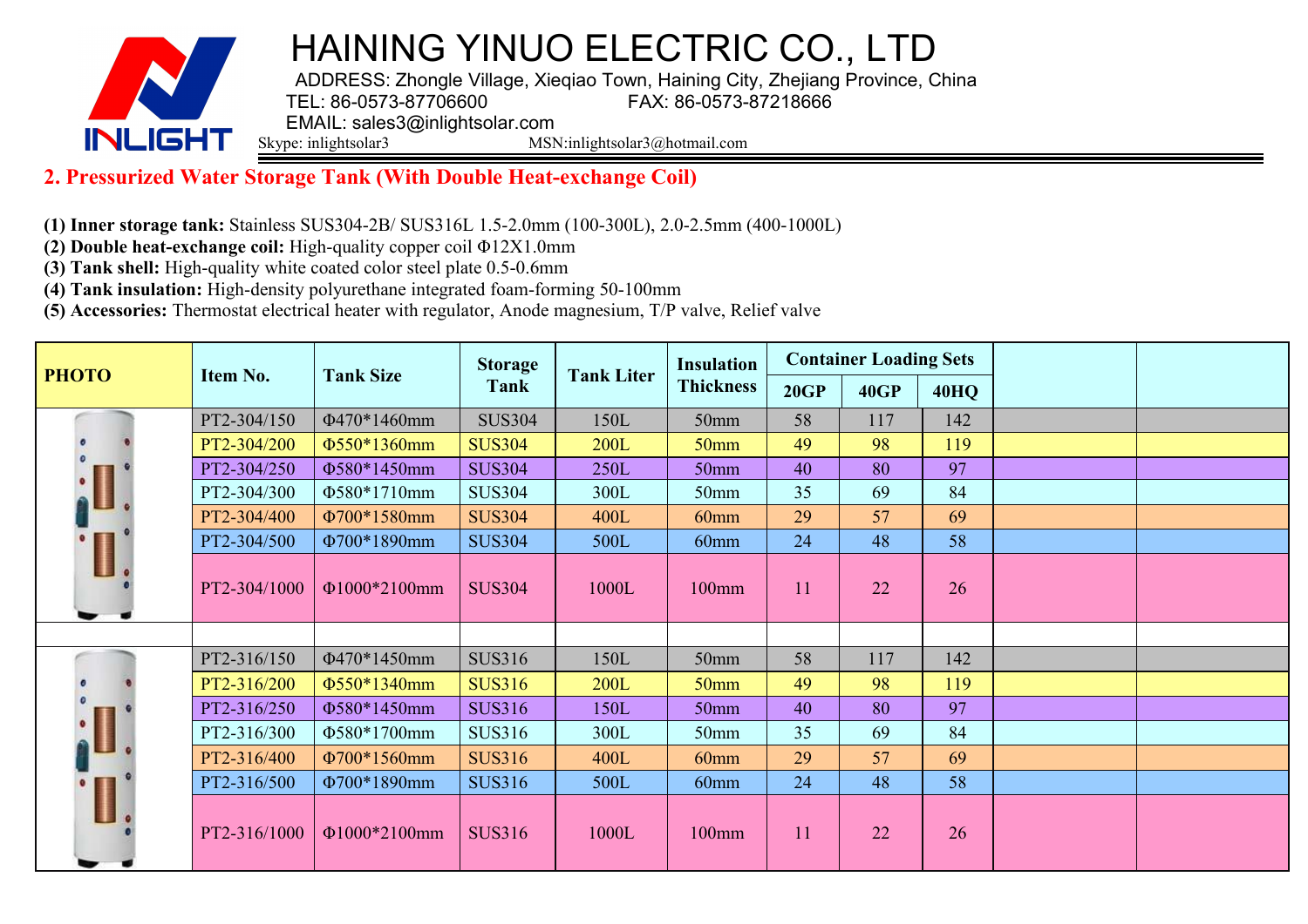# HAINING YINUO ELECTRIC CO., LTD

ADDRESS: Zhongle Village, Xieqiao Town, Haining City, Zhejiang Province, China
TEL: 86-0573-87706600 FAX: 86-0573-87218666
EMAIL: sales3@inlightsolar.com
Skype: inlightsolar3 MSN:inlightsolar3@hotmail.com

## 2. Pressurized Water Storage Tank (With Double Heat-exchange Coil)

**(1) Inner storage tank:** Stainless SUS304-2B/ SUS316L 1.5-2.0mm (100-300L), 2.0-2.5mm (400-1000L)
**(2) Double heat-exchange coil:** High-quality copper coil Φ12X1.0mm
**(3) Tank shell:** High-quality white coated color steel plate 0.5-0.6mm
**(4) Tank insulation:** High-density polyurethane integrated foam-forming 50-100mm
**(5) Accessories:** Thermostat electrical heater with regulator, Anode magnesium, T/P valve, Relief valve

| PHOTO | Item No. | Tank Size | Storage Tank | Tank Liter | Insulation Thickness | Container Loading Sets | | | | |
|---|---|---|---|---|---|---|---|---|---|---|
| | | | | | | 20GP | 40GP | 40HQ | | |
| | PT2-304/150 | Φ470*1460mm | SUS304 | 150L | 50mm | 58 | 117 | 142 | | |
| | PT2-304/200 | Φ550*1360mm | SUS304 | 200L | 50mm | 49 | 98 | 119 | | |
| | PT2-304/250 | Φ580*1450mm | SUS304 | 250L | 50mm | 40 | 80 | 97 | | |
| | PT2-304/300 | Φ580*1710mm | SUS304 | 300L | 50mm | 35 | 69 | 84 | | |
| | PT2-304/400 | Φ700*1580mm | SUS304 | 400L | 60mm | 29 | 57 | 69 | | |
| | PT2-304/500 | Φ700*1890mm | SUS304 | 500L | 60mm | 24 | 48 | 58 | | |
| | PT2-304/1000 | Φ1000*2100mm | SUS304 | 1000L | 100mm | 11 | 22 | 26 | | |
| | | | | | | | | | | |
| | PT2-316/150 | Φ470*1450mm | SUS316 | 150L | 50mm | 58 | 117 | 142 | | |
| | PT2-316/200 | Φ550*1340mm | SUS316 | 200L | 50mm | 49 | 98 | 119 | | |
| | PT2-316/250 | Φ580*1450mm | SUS316 | 150L | 50mm | 40 | 80 | 97 | | |
| | PT2-316/300 | Φ580*1700mm | SUS316 | 300L | 50mm | 35 | 69 | 84 | | |
| | PT2-316/400 | Φ700*1560mm | SUS316 | 400L | 60mm | 29 | 57 | 69 | | |
| | PT2-316/500 | Φ700*1890mm | SUS316 | 500L | 60mm | 24 | 48 | 58 | | |
| | PT2-316/1000 | Φ1000*2100mm | SUS316 | 1000L | 100mm | 11 | 22 | 26 | | |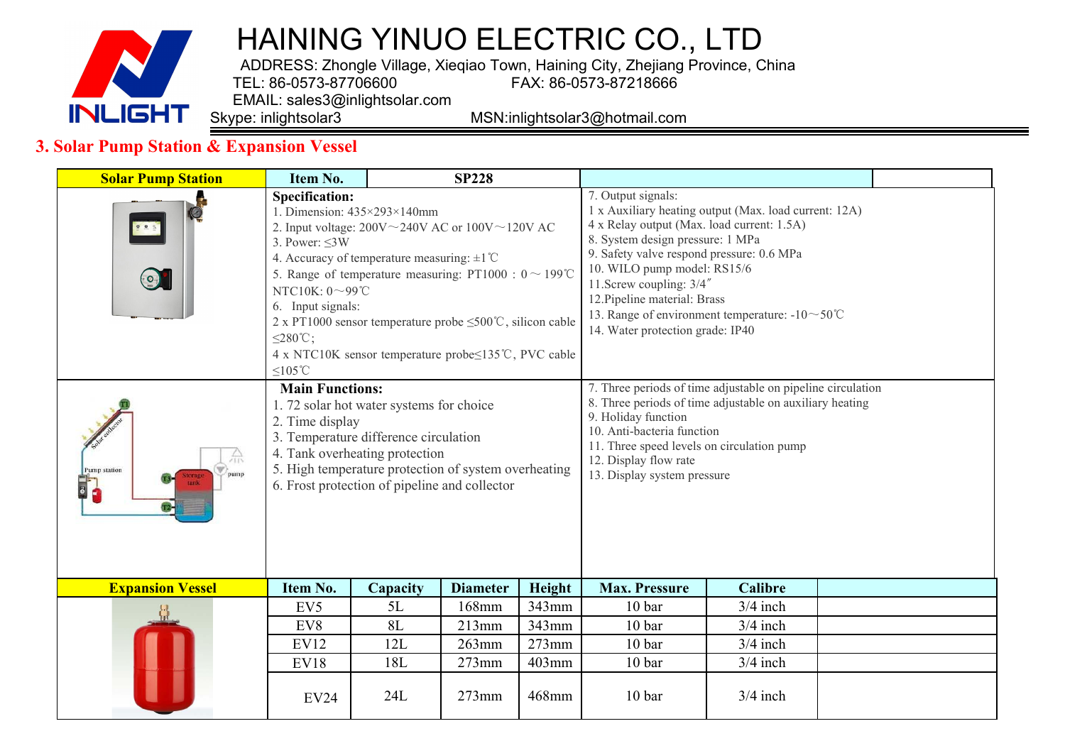# HAINING YINUO ELECTRIC CO., LTD

ADDRESS: Zhongle Village, Xieqiao Town, Haining City, Zhejiang Province, China
TEL: 86-0573-87706600 FAX: 86-0573-87218666
EMAIL: sales3@inlightsolar.com
Skype: inlightsolar3 MSN:inlightsolar3@hotmail.com

## 3. Solar Pump Station & Expansion Vessel

| Solar Pump Station | Item No. | SP228 |
|---|---|---|
| | **Specification:**<br>1. Dimension: 435×293×140mm<br>2. Input voltage: 200V～240V AC or 100V～120V AC<br>3. Power: ≤3W<br>4. Accuracy of temperature measuring: ±1℃<br>5. Range of temperature measuring: PT1000 : 0～199℃ NTC10K: 0～99℃<br>6. Input signals:<br>2 x PT1000 sensor temperature probe ≤500℃, silicon cable ≤280℃;<br>4 x NTC10K sensor temperature probe≤135℃, PVC cable ≤105℃ | 7. Output signals:<br>1 x Auxiliary heating output (Max. load current: 12A)<br>4 x Relay output (Max. load current: 1.5A)<br>8. System design pressure: 1 MPa<br>9. Safety valve respond pressure: 0.6 MPa<br>10. WILO pump model: RS15/6<br>11.Screw coupling: 3/4″<br>12.Pipeline material: Brass<br>13. Range of environment temperature: -10～50℃<br>14. Water protection grade: IP40 |
| | **Main Functions:**<br>1. 72 solar hot water systems for choice<br>2. Time display<br>3. Temperature difference circulation<br>4. Tank overheating protection<br>5. High temperature protection of system overheating<br>6. Frost protection of pipeline and collector | 7. Three periods of time adjustable on pipeline circulation<br>8. Three periods of time adjustable on auxiliary heating<br>9. Holiday function<br>10. Anti-bacteria function<br>11. Three speed levels on circulation pump<br>12. Display flow rate<br>13. Display system pressure |

| Expansion Vessel | Item No. | Capacity | Diameter | Height | Max. Pressure | Calibre |
|---|---|---|---|---|---|---|
| | EV5 | 5L | 168mm | 343mm | 10 bar | 3/4 inch |
| | EV8 | 8L | 213mm | 343mm | 10 bar | 3/4 inch |
| | EV12 | 12L | 263mm | 273mm | 10 bar | 3/4 inch |
| | EV18 | 18L | 273mm | 403mm | 10 bar | 3/4 inch |
| | EV24 | 24L | 273mm | 468mm | 10 bar | 3/4 inch |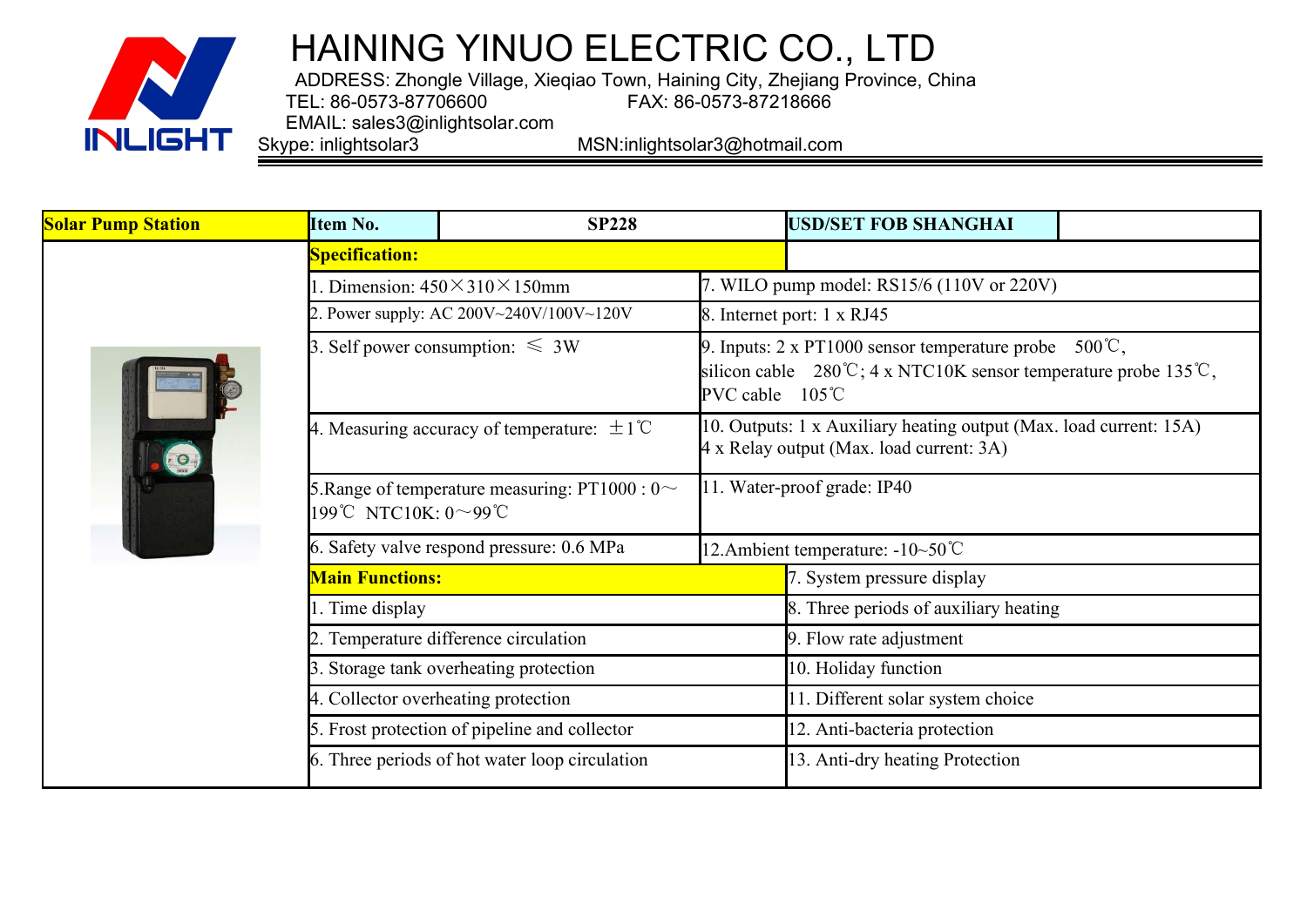# HAINING YINUO ELECTRIC CO., LTD

ADDRESS: Zhongle Village, Xieqiao Town, Haining City, Zhejiang Province, China
TEL: 86-0573-87706600　　FAX: 86-0573-87218666
EMAIL: sales3@inlightsolar.com
Skype: inlightsolar3　　MSN:inlightsolar3@hotmail.com

| Solar Pump Station | Item No. | SP228 | USD/SET FOB SHANGHAI | |
|---|---|---|---|---|
| | **Specification:** | | | |
| | 1. Dimension: 450×310×150mm | | 7. WILO pump model: RS15/6 (110V or 220V) | |
| | 2. Power supply: AC 200V~240V/100V~120V | | 8. Internet port: 1 x RJ45 | |
| | 3. Self power consumption: ≤ 3W | | 9. Inputs: 2 x PT1000 sensor temperature probe 500℃, silicon cable 280℃; 4 x NTC10K sensor temperature probe 135℃, PVC cable 105℃ | |
| | 4. Measuring accuracy of temperature: ±1℃ | | 10. Outputs: 1 x Auxiliary heating output (Max. load current: 15A) 4 x Relay output (Max. load current: 3A) | |
| | 5.Range of temperature measuring: PT1000 : 0～199℃ NTC10K: 0～99℃ | | 11. Water-proof grade: IP40 | |
| | 6. Safety valve respond pressure: 0.6 MPa | | 12.Ambient temperature: -10~50℃ | |
| | **Main Functions:** | | 7. System pressure display | |
| | 1. Time display | | 8. Three periods of auxiliary heating | |
| | 2. Temperature difference circulation | | 9. Flow rate adjustment | |
| | 3. Storage tank overheating protection | | 10. Holiday function | |
| | 4. Collector overheating protection | | 11. Different solar system choice | |
| | 5. Frost protection of pipeline and collector | | 12. Anti-bacteria protection | |
| | 6. Three periods of hot water loop circulation | | 13. Anti-dry heating Protection | |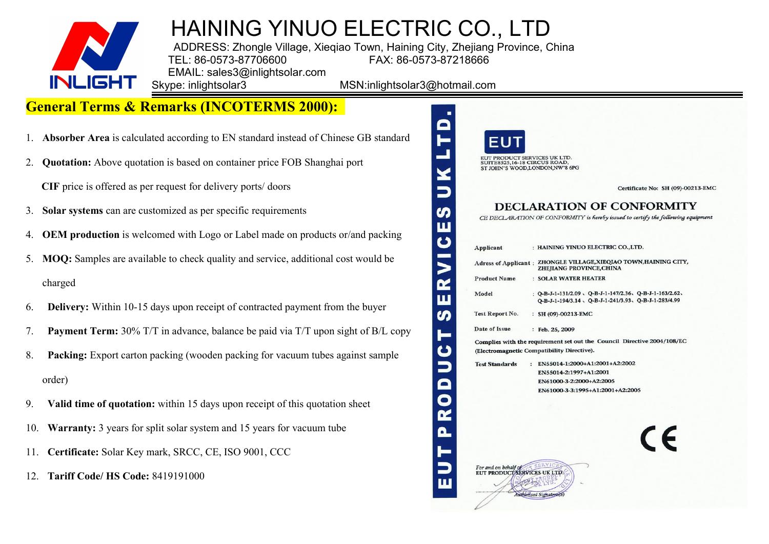# HAINING YINUO ELECTRIC CO., LTD

ADDRESS: Zhongle Village, Xieqiao Town, Haining City, Zhejiang Province, China
TEL: 86-0573-87706600 FAX: 86-0573-87218666
EMAIL: sales3@inlightsolar.com
Skype: inlightsolar3 MSN:inlightsolar3@hotmail.com

## General Terms & Remarks (INCOTERMS 2000):

1. **Absorber Area** is calculated according to EN standard instead of Chinese GB standard
2. **Quotation:** Above quotation is based on container price FOB Shanghai port
   **CIF** price is offered as per request for delivery ports/ doors
3. **Solar systems** can are customized as per specific requirements
4. **OEM production** is welcomed with Logo or Label made on products or/and packing
5. **MOQ:** Samples are available to check quality and service, additional cost would be charged
6. **Delivery:** Within 10-15 days upon receipt of contracted payment from the buyer
7. **Payment Term:** 30% T/T in advance, balance be paid via T/T upon sight of B/L copy
8. **Packing:** Export carton packing (wooden packing for vacuum tubes against sample order)
9. **Valid time of quotation:** within 15 days upon receipt of this quotation sheet
10. **Warranty:** 3 years for split solar system and 15 years for vacuum tube
11. **Certificate:** Solar Key mark, SRCC, CE, ISO 9001, CCC
12. **Tariff Code/ HS Code:** 8419191000

EUT PRODUCT SERVICES UK LTD.

EUT

EUT PRODUCT SERVICES UK LTD.
SUITE8525,16-18 CIRCUS ROAD,
ST JOHN'S WOOD,LONDON,NW'8 6PG

Certificate No: SH (09)-00213-EMC

### DECLARATION OF CONFORMITY

*CE DECLARATION OF CONFORMITY is hereby issued to certify the following equipment*

| | | |
|---|---|---|
| Applicant | : | HAINING YINUO ELECTRIC CO.,LTD. |
| Adress of Applicant | : | ZHONGLE VILLAGE,XIEQIAO TOWN,HAINING CITY, ZHEJIANG PROVINCE,CHINA |
| Product Name | : | SOLAR WATER HEATER |
| Model | : | Q-B-J-1-131/2.09、Q-B-J-1-147/2.36、Q-B-J-1-163/2.62、Q-B-J-1-194/3.14、Q-B-J-1-241/3.93、Q-B-J-1-283/4.99 |
| Test Report No. | : | SH (09)-00213-EMC |
| Date of Issue | : | Feb. 25, 2009 |

Complies with the requirement set out the Council Directive 2004/108/EC (Electromagnetic Compatibility Directive).

Test Standards : EN55014-1:2000+A1:2001+A2:2002
EN55014-2:1997+A1:2001
EN61000-3-2:2000+A2:2005
EN61000-3-3:1995+A1:2001+A2:2005

CE

*For and on behalf of*
EUT PRODUCT SERVICES UK LTD.

*Authorised Signature(S)*